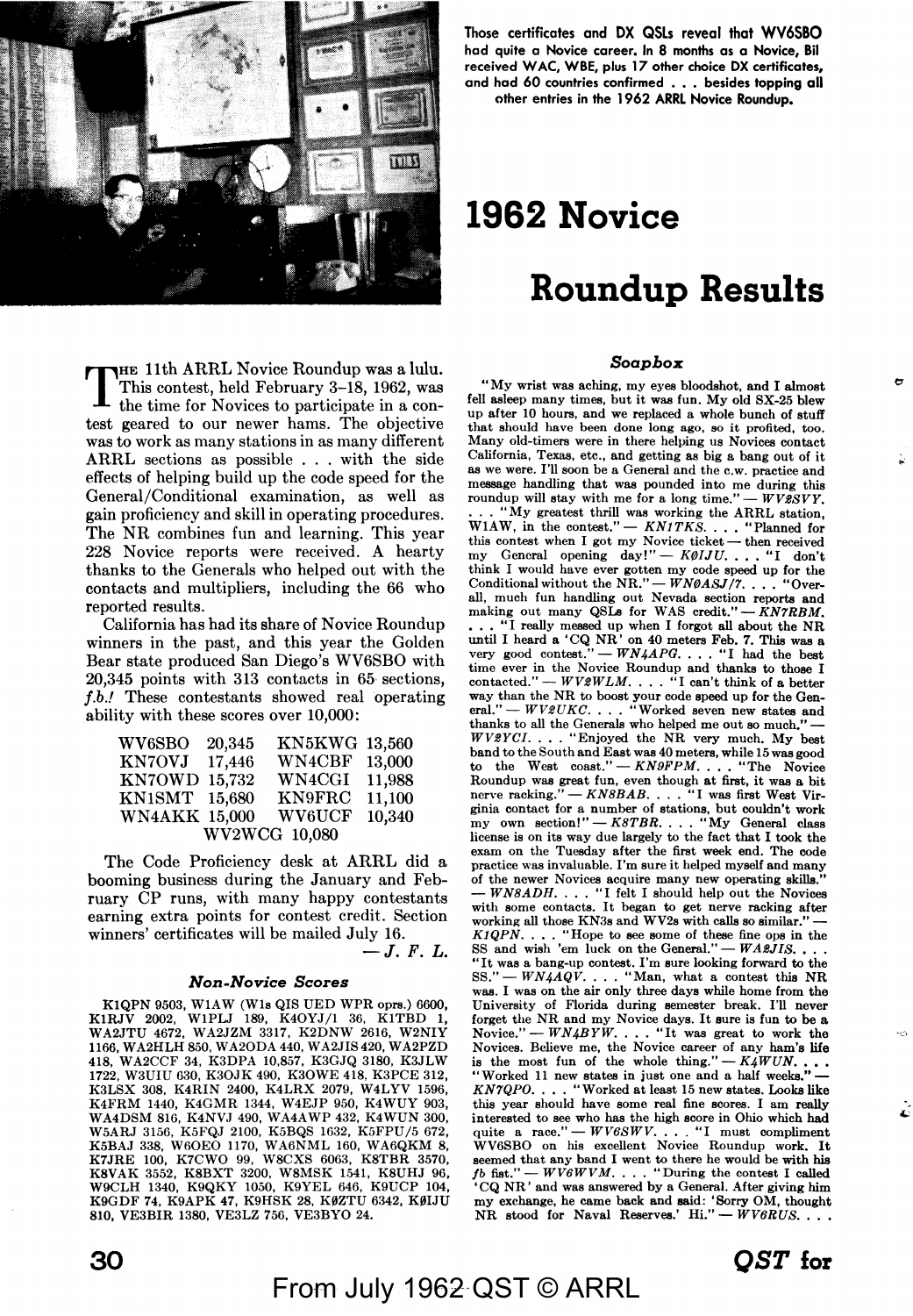Those certificates and DX QSLs reveal that WV6SBO had quite a Novice career. In 8 months as a Novice, Bil received WAC, WBE, plus 17 other choice DX certificates, and had 60 countries confirmed . . . besides topping all other entries in the 1962 ARRL Novice Roundup.

# 1962 Novice Roundup Results

The 11th ARRL Novice Roundup was a lulu. This contest, held February 3–18, 1962, was the time for Novices to participate in a contest geared to our newer hams. The objective was to work as many stations in as many different ARRL sections as possible . . . with the side effects of helping build up the code speed for the General/Conditional examination, as well as gain proficiency and skill in operating procedures. The NR combines fun and learning. This year 228 Novice reports were received. A hearty thanks to the Generals who helped out with the contacts and multipliers, including the 66 who reported results.

California has had its share of Novice Roundup winners in the past, and this year the Golden Bear state produced San Diego's WV6SBO with 20,345 points with 313 contacts in 65 sections, *f.b.!* These contestants showed real operating ability with these scores over 10,000:

| | | | |
|---|---|---|---|
| WV6SBO | 20,345 | KN5KWG | 13,560 |
| KN7OVJ | 17,446 | WN4CBF | 13,000 |
| KN7OWD | 15,732 | WN4CGI | 11,988 |
| KN1SMT | 15,680 | KN9FRC | 11,100 |
| WN4AKK | 15,000 | WV6UCF | 10,340 |
| WV2WCG | 10,080 | | |

The Code Proficiency desk at ARRL did a booming business during the January and February CP runs, with many happy contestants earning extra points for contest credit. Section winners' certificates will be mailed July 16.

— *J. F. L.*

### *Non-Novice Scores*

K1QPN 9503, W1AW (W1s QIS UED WPR oprs.) 6600, K1RJV 2002, W1PLJ 189, K4OYJ/1 36, K1TBD 1, WA2JTU 4672, WA2JZM 3317, K2DNW 2616, W2NIY 1166, WA2HLH 850, WA2ODA 440, WA2JIS 420, WA2PZD 418, WA2CCF 34, K3DPA 10,857, K3GJQ 3180, K3JLW 1722, W3UIU 630, K3OJK 490, K3OWE 418, K3PCE 312, K3LSX 308, K4RIN 2400, K4LRX 2079, W4LYV 1596, K4FRM 1440, K4GMR 1344, W4EJP 950, K4WUY 903, WA4DSM 816, K4NVJ 490, WA4AWP 432, K4WUN 300, W5ARJ 3156, K5FQJ 2100, K5BQS 1632, K5FPU/5 672, K5BAJ 338, W6OEO 1170, WA6NML 160, WA6QKM 8, K7JRE 100, K7CWO 99, W8CXS 6063, K8TBR 3570, K8VAK 3552, K8BXT 3200, W8MSK 1541, K8UHJ 96, W9CLH 1340, K9QKY 1050, K9YEL 646, K9UCP 104, K9GDF 74, K9APK 47, K9HSK 28, KØZTU 6342, KØIJU 810, VE3BIR 1380, VE3LZ 756, VE3BYO 24.

### *Soapbox*

"My wrist was aching, my eyes bloodshot, and I almost fell asleep many times, but it was fun. My old SX-25 blew up after 10 hours, and we replaced a whole bunch of stuff that should have been done long ago, so it profited, too. Many old-timers were in there helping us Novices contact California, Texas, etc., and getting as big a bang out of it as we were. I'll soon be a General and the c.w. practice and message handling that was pounded into me during this roundup will stay with me for a long time." — *WV2SVY.* . . . "My greatest thrill was working the ARRL station, W1AW, in the contest." — *KN1TKS.* . . . "Planned for this contest when I got my Novice ticket — then received my General opening day!" — *KØIJU.* . . . "I don't think I would have ever gotten my code speed up for the Conditional without the NR." — *WNØASJ/7.* . . . "Overall, much fun handling out Nevada section reports and making out many QSLs for WAS credit." — *KN7RBM.* . . . "I really messed up when I forgot all about the NR until I heard a 'CQ NR' on 40 meters Feb. 7. This was a very good contest." — *WN4APG.* . . . "I had the best time ever in the Novice Roundup and thanks to those I contacted." — *WV2WLM.* . . . "I can't think of a better way than the NR to boost your code speed up for the General." — *WV2UKC.* . . . "Worked seven new states and thanks to all the Generals who helped me out so much." — *WV2YCI.* . . . "Enjoyed the NR very much. My best band to the South and East was 40 meters, while 15 was good to the West coast." — *KN9FPM.* . . . "The Novice Roundup was great fun, even though at first, it was a bit nerve racking." — *KN8BAB.* . . . "I was first West Virginia contact for a number of stations, but couldn't work my own section!" — *K8TBR.* . . . "My General class license is on its way due largely to the fact that I took the exam on the Tuesday after the first week end. The code practice was invaluable. I'm sure it helped myself and many of the newer Novices acquire many new operating skills." — *WN8ADH.* . . . "I felt I should help out the Novices with some contacts. It began to get nerve racking after working all those KN3s and WV2s with calls so similar." — *K1QPN.* . . . "Hope to see some of these fine ops in the SS and wish 'em luck on the General." — *WA2JIS.* . . . "It was a bang-up contest. I'm sure looking forward to the SS." — *WN4AQV.* . . . "Man, what a contest this NR was. I was on the air only three days while home from the University of Florida during semester break. I'll never forget the NR and my Novice days. It sure is fun to be a Novice." — *WN4BYW.* . . . "It was great to work the Novices. Believe me, the Novice career of any ham's life is the most fun of the whole thing." — *K4WUN.* . . . "Worked 11 new states in just one and a half weeks." — *KN7QPO.* . . . "Worked at least 15 new states. Looks like this year should have some real fine scores. I am really interested to see who has the high score in Ohio which had quite a race." — *WV6SWV.* . . . "I must compliment WV6SBO on his excellent Novice Roundup work. It seemed that any band I went to there he would be with his *fb* fist." — *WV6WVM.* . . . "During the contest I called 'CQ NR' and was answered by a General. After giving him my exchange, he came back and said: 'Sorry OM, thought NR stood for Naval Reserves.' Hi." — *WV6RUS.* . . .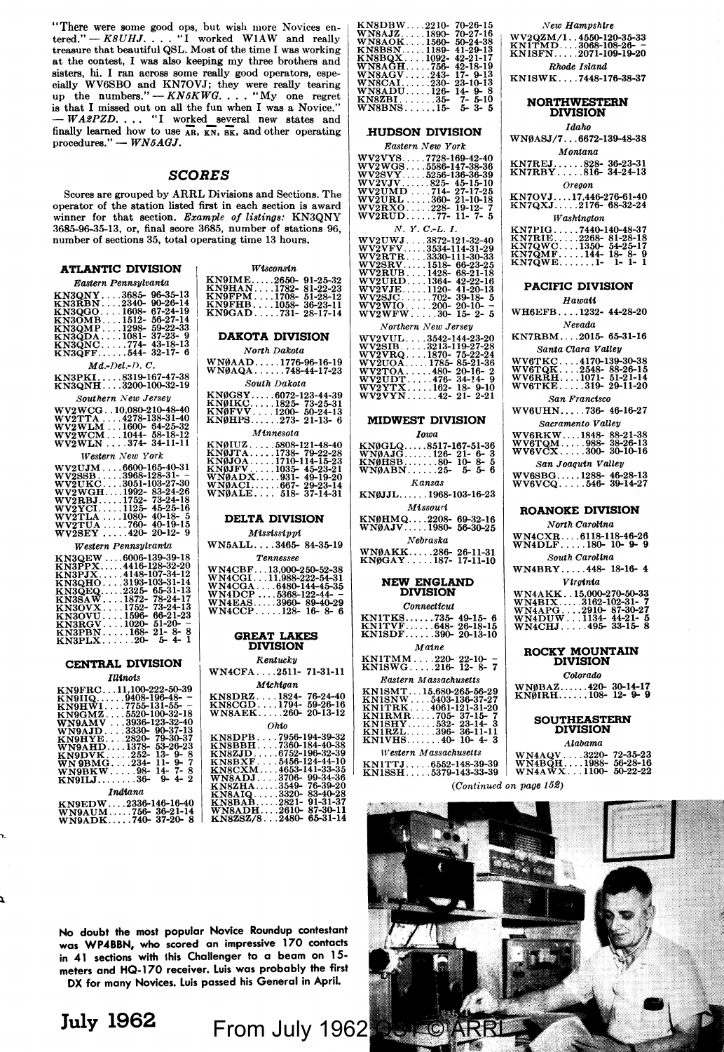"There were some good ops, but wish more Novices entered." — *K8UHJ*. . . . "I worked W1AW and really treasure that beautiful QSL. Most of the time I was working at the contest, I was also keeping my three brothers and sisters, hi. I ran across some really good operators, especially WV6SBO and KN7OVJ; they were really tearing up the numbers." — *KN5KWG*. . . . "My one regret is that I missed out on all the fun when I was a Novice." — *WA2PZD*. . . . "I worked several new states and finally learned how to use AR, KN, SK, and other operating procedures." — *WN5AGJ*.

## SCORES

Scores are grouped by ARRL Divisions and Sections. The operator of the station listed first in each section is award winner for that section. *Example of listings:* KN3QNY 3685-96-35-13, or, final score 3685, number of stations 96, number of sections 35, total operating time 13 hours.

### ATLANTIC DIVISION

*Eastern Pennsylvania*

KN3QNY....3685- 96-35-13
KN3RBN....2340- 90-26-14
KN3QGO....1608- 67-24-19
KN3OMB....1512- 56-27-14
KN3QMP....1298- 59-22-33
KN3QDA....1081- 37-23- 9
KN3QNC.....774- 43-18-13
KN3QFF.....544- 32-17- 6

*Md.-Del.-D. C.*

KN3PKI....8319-167-47-38
KN3QNH....3200-100-32-19

*Southern New Jersey*

WV2WCG..10,080-210-48-40
WV2TTA....4278-138-31-40
WV2WLM....1600- 64-25-32
WV2WCM....1044- 58-18-12
WV2WLN.....374- 34-11-11

*Western New York*

WV2UJM....6600-165-40-31
WV2SSB....3968-128-31- –
WV2UKC....3051-103-27-30
WV2WGH....1992- 83-24-26
WV2RBJ....1752- 73-24-18
WV2YCI....1125- 45-25-16
WV2TLA....1080- 40-18- 5
WV2TUA.....760- 40-19-15
WV2SEY.....420- 20-12- 9

*Western Pennsylvania*

KN3QEW....6006-139-39-18
KN3PPX....4416-128-32-20
KN3PJX....4148-107-34-12
KN3QHO....3193-103-31-14
KN3QEQ....2325- 65-31-13
KN3SAW....1872- 78-24-17
KN3OVX....1752- 73-24-13
KN3OVU....1596- 66-21-23
KN3RGV....1020- 51-20- –
KN3PBN.....168- 21- 8- 8
KN3PLX......20- 5- 4- 1

### CENTRAL DIVISION

*Illinois*

KN9FRC...11,100-222-50-39
KN9IIQ....9408-196-48- –
KN9HWI....7755-131-55- –
KN9GMZ....5520-100-32-18
WN9AMV....3936-123-32-40
WN9AJD....3330- 90-37-13
KN9HYE....2820- 79-30-37
WN9AHD....1378- 53-26-23
KN9DVK.....252- 13- 9- 8
WN9BMG.....234- 11- 9- 7
WN9BKW......98- 14- 7- 8
KN9ILJ......36- 9- 4- 2

*Indiana*

KN9EDW....2336-146-16-40
WN9AUM.....756- 36-21-14
WN9ADK.....740- 37-20- 8

*Wisconsin*

KN9IME....2650- 91-25-32
KN9HAN....1782- 81-22-23
KN9FPM....1708- 51-28-12
KN9FHB....1058- 36-23-11
KN9GAD.....731- 28-17-14

### DAKOTA DIVISION

*North Dakota*

WNØAAD....1776-96-16-19
WNØAQA.....748-44-17-23

*South Dakota*

KNØGSY....6072-123-44-39
KNØIKC....1825- 73-25-31
KNØFVV....1200- 50-24-13
KNØHPS.....273- 21-13- 6

*Minnesota*

KNØIUZ....5808-121-48-40
KNØJTA....1738- 79-22-28
KNØJOA....1710-114-15-23
KNØJFV....1035- 45-23-21
WNØADX.....931- 49-19-20
WNØACI.....667- 29-23-14
WNØALE.....518- 37-14-31

### DELTA DIVISION

*Mississippi*

WN5ALL....3465- 84-35-19

*Tennessee*

WN4CBF...13,000-250-52-38
WN4CGI...11,988-222-54-31
WN4CGA....6480-144-45-35
WN4DCP....5368-122-44- –
WN4EAS....3960- 89-40-29
WN4CCP.....128- 16- 8- 6

### GREAT LAKES DIVISION

*Kentucky*

WN4CFA....2511- 71-31-11

*Michigan*

KN8DRZ....1824- 76-24-40
KN8CGD....1794- 59-26-16
WN8AEK.....260- 20-13-12

*Ohio*

KN8DPB....7956-194-39-32
KN8BBH....7360-184-40-38
KN8ZJD....6752-196-32-39
KN8BXF....5456-124-44-10
KN8CXM....4653-141-33-35
WN8ADJ....3706- 99-34-36
KN8ZHA....3549- 76-39-20
KN8AIQ....3320- 83-40-28
KN8BAB....2821- 91-31-37
WN8ADH....2610- 87-30-11
KN8ZSZ/8..2480- 65-31-14
KN8DBW....2210- 70-26-15
WN8AJZ....1890- 70-27-16
WN8AOK....1560- 50-24-38
KN8BSN....1189- 41-29-13
KN8BQX....1092- 42-21-17
WN8AGH.....756- 42-18-19
WN8AGV.....243- 17- 9-13
WN8CAI.....230- 23-10-13
WN8ADU.....126- 14- 9- 8
KN8ZBI......35- 7- 5-10
WN8BNS......15- 5- 3- 5

### HUDSON DIVISION

*Eastern New York*

WV2VYS....7728-169-42-40
WV2WGS....5536-147-38-36
WV2SVY....5256-136-36-39
WV2VJV.....825- 45-15-10
WV2UMD.....714- 27-17-25
WV2URL.....360- 21-10-18
WV2RXO.....228- 19-12- 7
WV2RUD......77- 11- 7- 5

*N. Y. C.-L. I.*

WV2UWJ....3872-121-32-40
WV2VFV....3534-114-31-29
WV2RTR....3330-111-30-33
WV2SRV....1518- 66-23-25
WV2RUB....1428- 68-21-18
WV2URD....1364- 42-22-16
WV2VJE....1120- 41-20-13
WV2SJC.....702- 39-18- 5
WV2WIO.....200- 20-10- –
WV2WFW......30- 15- 2- 5

*Northern New Jersey*

WV2VUL....3542-144-23-20
WV2SIB....3213-119-27-28
WV2VRQ....1870- 75-22-24
WV2UOA....1765- 65-21-36
WV2TOA.....480- 20-16- 2
WV2UDT.....476- 34-14- 9
WV2YTX.....162- 18- 9-10
WV2VYN......42- 21- 2-21

### MIDWEST DIVISION

*Iowa*

KNØGLQ....8517-167-51-36
WNØAJG.....126- 21- 6- 3
KNØHSB......80- 10- 8- 5
WNØABN......25- 5- 5- 6

*Kansas*

KNØJJL....1968-103-16-23

*Missouri*

KNØHMQ....2208- 69-32-16
WNØAJV....1980- 56-30-25

*Nebraska*

WNØAKK.....286- 26-11-31
KNØGAY.....187- 17-11-10

### NEW ENGLAND DIVISION

*Connecticut*

KN1TKS.....735- 49-15- 6
KN1TVF.....648- 26-18-15
KN1SDF.....390- 20-13-10

*Maine*

KN1TMM.....220- 22-10- –
KN1SWG.....216- 12- 8- 7

*Eastern Massachusetts*

KN1SMT...15,680-265-56-29
KN1SNW....5403-136-37-27
KN1TRK....4061-121-31-20
KN1RMR.....705- 37-15- 7
KN1SHY.....532- 23-14- 3
KN1RZL.....396- 36-11-11
KN1VHS......40- 10- 4- 3

*Western Massachusetts*

KN1TTJ....6552-148-39-39
KN1SSH....5379-143-33-39

*New Hampshire*

WV2QZM/1..4550-120-35-33
KN1TMD....3068-108-26- –
KN1SFN....2071-109-19-20

*Rhode Island*

KN1SWK....7448-176-38-37

### NORTHWESTERN DIVISION

*Idaho*

WNØASJ/7..6672-139-48-38

*Montana*

KN7REJ.....828- 36-23-31
KN7RBY.....816- 34-24-13

*Oregon*

KN7OVJ...17,446-276-61-40
KN7QXJ....2176- 68-32-24

*Washington*

KN7PIG....7440-140-48-37
KN7RIE....2268- 81-28-18
KN7QWC....1350- 54-25-17
KN7QMF.....144- 18- 8- 9
KN7QWE.......1- 1- 1- 1

### PACIFIC DIVISION

*Hawaii*

WH6EFB....1232- 44-28-20

*Nevada*

KN7RBM....2015- 65-31-16

*Santa Clara Valley*

WV6TKC....4170-139-30-38
WV6TQK....2548- 88-26-15
WV6RRH....1071- 51-21-14
WV6TKE.....319- 29-11-20

*San Francisco*

WV6UHN.....736- 46-16-27

*Sacramento Valley*

WV6RKW....1848- 88-21-38
WV6TQM.....988- 38-26-13
WV6VCX.....300- 30-10-16

*San Joaquin Valley*

WV6SBG....1288- 46-28-13
WV6VCQ.....546- 39-14-27

### ROANOKE DIVISION

*North Carolina*

WN4CXR....6118-118-46-26
WN4DLF.....180- 10- 9- 9

*South Carolina*

WN4BRY.....448- 18-16- 4

*Virginia*

WN4AKK...15,000-270-50-33
WN4BIX....3162-102-31- 7
WN4APG....2910- 87-30-27
WN4DUW....1134- 44-21- 5
WN4CHJ.....495- 33-15- 8

### ROCKY MOUNTAIN DIVISION

*Colorado*

WNØBAZ.....420- 30-14-17
KNØIRH.....108- 12- 9- 9

### SOUTHEASTERN DIVISION

*Alabama*

WN4AQV....3220- 72-35-23
WN4BQH....1988- 56-28-16
WN4AWX....1100- 50-22-22

*(Continued on page 152)*

**No doubt the most popular Novice Roundup contestant was WP4BBN, who scored an impressive 170 contacts in 41 sections with this Challenger to a beam on 15-meters and HQ-170 receiver. Luis was probably the first DX for many Novices. Luis passed his General in April.**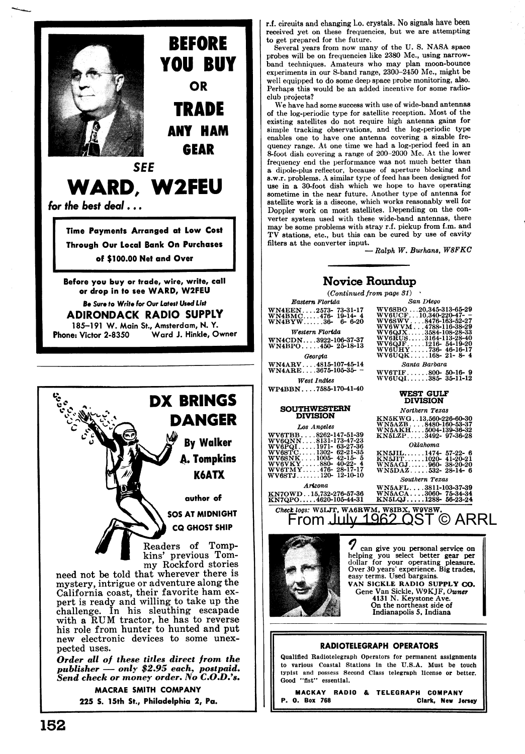# BEFORE YOU BUY OR TRADE ANY HAM GEAR

*SEE*

# WARD, W2FEU

***for the best deal . . .***

**Time Payments Arranged at Low Cost Through Our Local Bank On Purchases of $100.00 Net and Over**

**Before you buy or trade, wire, write, call or drop in to see WARD, W2FEU**

***Be Sure to Write for Our Latest Used List***

**ADIRONDACK RADIO SUPPLY**

**185–191 W. Main St., Amsterdam, N. Y.**

**Phone: Victor 2-8350 Ward J. Hinkle, Owner**

---

# DX BRINGS DANGER

**By Walker A. Tompkins K6ATX**

**author of**

**SOS AT MIDNIGHT**
**CQ GHOST SHIP**

Readers of Tompkins' previous Tommy Rockford stories need not be told that wherever there is mystery, intrigue or adventure along the California coast, their favorite ham expert is ready and willing to take up the challenge. In his sleuthing escapade with a RUM tractor, he has to reverse his role from hunter to hunted and put new electronic devices to some unexpected uses.

***Order all of these titles direct from the publisher — only $2.95 each, postpaid. Send check or money order. No C.O.D.'s.***

**MACRAE SMITH COMPANY**
**225 S. 15th St., Philadelphia 2, Pa.**

---

r.f. circuits and changing l.o. crystals. No signals have been received yet on these frequencies, but we are attempting to get prepared for the future.

Several years from now many of the U. S. NASA space probes will be on frequencies like 2380 Mc., using narrow-band techniques. Amateurs who may plan moon-bounce experiments in our S-band range, 2300–2450 Mc., might be well equipped to do some deep space probe monitoring, also. Perhaps this would be an added incentive for some radio-club projects?

We have had some success with use of wide-band antennas of the log-periodic type for satellite reception. Most of the existing satellites do not require high antenna gains for simple tracking observations, and the log-periodic type enables one to have one antenna covering a sizable frequency range. At one time we had a log-period feed in an 8-foot dish covering a range of 200–2000 Mc. At the lower frequency end the performance was not much better than a dipole-plus reflector, because of aperture blocking and s.w.r. problems. A similar type of feed has been designed for use in a 30-foot dish which we hope to have operating sometime in the near future. Another type of antenna for satellite work is a discone, which works reasonably well for Doppler work on most satellites. Depending on the converter system used with these wide-band antennas, there may be some problems with stray r.f. pickup from f.m. and TV stations, etc., but this can be cured by use of cavity filters at the converter input.

— *Ralph W. Burhans, W8FKC*

## Novice Roundup

*(Continued from page 31)*

*Eastern Florida*

WN4EEN....2573- 73-31-17
WN4BMC.....476- 19-14- 4
WN4BYW......36- 6- 6-20

*Western Florida*

WN4CDN....3922-106-37-37
WN4BPO.....450- 25-18-13

*Georgia*

WN4ARV....4815-107-45-14
WN4ARE....3675-105-35- –

*West Indies*

WP4BBN....7585-170-41-40

**SOUTHWESTERN DIVISION**

*Los Angeles*

WV6TBB....8262-147-51-39
WV6QNN....8131-173-47-23
WV6PQI.....1971- 63-27-36
WV6STC.....1302- 62-21-35
WV6SNK.....1005- 42-15- 5
WV6VKY.....880- 40-22- 4
WV6TMY.....476- 28-17-17
WV6STJ.......120- 12-10-10

*Arizona*

KN7OWD..15,732-276-57-36
KN7QPO.....4620-105-44-31

*San Diego*

WV6SBO...20,345-313-65-29
WV6UCF...10,340-220-47- –
WV6SWV....8476-163-52-27
WV6WVM...4788-116-38-29
WV6QJX.....3584-108-28-33
WV6RUS.....3164-113-28-40
WV6QJF.....1216- 54-19-20
WV6UHY.....736- 46-16-17
WV6UQK.....168- 21- 8- 4

*Santa Barbara*

WV6TIF.......800- 50-16- 9
WV6UQI......385- 35-11-12

**WEST GULF DIVISION**

*Northern Texas*

KN5KWG..13,560-226-60-30
WN5AZB....8480-160-53-37
WN5AKH....5004-139-36-32
KN5LZP.....3492- 97-36-28

*Oklahoma*

KN5JIL......1474- 57-22- 6
KN5JIT......1020- 41-20-21
WN5AGJ......960- 38-20-20
WN5DAZ.....532- 28-14- 6

*Southern Texas*

WN5AFL....3811-103-37-39
WN5ACA....3060- 75-34-34
KN5LQJ.....1288- 56-23-24

*Check logs:* W5LJT, WA6RWM, W8IBX, W9VSW.

From July 1962 QST © ARRL

---

**I** can give you personal service on helping you select better gear per dollar for your operating pleasure. Over 30 years' experience. Big trades, easy terms. Used bargains.

**VAN SICKLE RADIO SUPPLY CO.**
Gene Van Sickle, W9KJF, *Owner*
4131 N. Keystone Ave.
On the northeast side of
Indianapolis 5, Indiana

---

**RADIOTELEGRAPH OPERATORS**

Qualified Radiotelegraph Operators for permanent assignments to various Coastal Stations in the U.S.A. Must be touch typist and possess Second Class telegraph license or better. Good "fist" essential.

**MACKAY RADIO & TELEGRAPH COMPANY**
**P. O. Box 768 Clark, New Jersey**